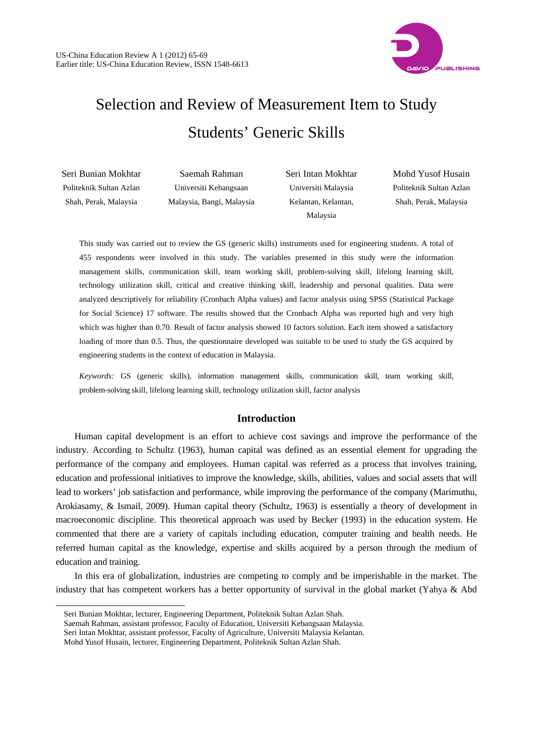# Selection and Review of Measurement Item to Study Students' Generic Skills

| Seri Bunian Mokhtar | Saemah Rahman | Seri Intan Mokhtar | Mohd Yusof Husain |
|---|---|---|---|
| Politeknik Sultan Azlan Shah, Perak, Malaysia | Universiti Kebangsaan Malaysia, Bangi, Malaysia | Universiti Malaysia Kelantan, Kelantan, Malaysia | Politeknik Sultan Azlan Shah, Perak, Malaysia |

This study was carried out to review the GS (generic skills) instruments used for engineering students. A total of 455 respondents were involved in this study. The variables presented in this study were the information management skills, communication skill, team working skill, problem-solving skill, lifelong learning skill, technology utilization skill, critical and creative thinking skill, leadership and personal qualities. Data were analyzed descriptively for reliability (Cronbach Alpha values) and factor analysis using SPSS (Statistical Package for Social Science) 17 software. The results showed that the Cronbach Alpha was reported high and very high which was higher than 0.70. Result of factor analysis showed 10 factors solution. Each item showed a satisfactory loading of more than 0.5. Thus, the questionnaire developed was suitable to be used to study the GS acquired by engineering students in the context of education in Malaysia.

*Keywords:* GS (generic skills), information management skills, communication skill, team working skill, problem-solving skill, lifelong learning skill, technology utilization skill, factor analysis

## Introduction

Human capital development is an effort to achieve cost savings and improve the performance of the industry. According to Schultz (1963), human capital was defined as an essential element for upgrading the performance of the company and employees. Human capital was referred as a process that involves training, education and professional initiatives to improve the knowledge, skills, abilities, values and social assets that will lead to workers' job satisfaction and performance, while improving the performance of the company (Marimuthu, Arokiasamy, & Ismail, 2009). Human capital theory (Schultz, 1963) is essentially a theory of development in macroeconomic discipline. This theoretical approach was used by Becker (1993) in the education system. He commented that there are a variety of capitals including education, computer training and health needs. He referred human capital as the knowledge, expertise and skills acquired by a person through the medium of education and training.

In this era of globalization, industries are competing to comply and be imperishable in the market. The industry that has competent workers has a better opportunity of survival in the global market (Yahya & Abd

---

Seri Bunian Mokhtar, lecturer, Engineering Department, Politeknik Sultan Azlan Shah.
Saemah Rahman, assistant professor, Faculty of Education, Universiti Kebangsaan Malaysia.
Seri Intan Mokhtar, assistant professor, Faculty of Agriculture, Universiti Malaysia Kelantan.
Mohd Yusof Husain, lecturer, Engineering Department, Politeknik Sultan Azlan Shah.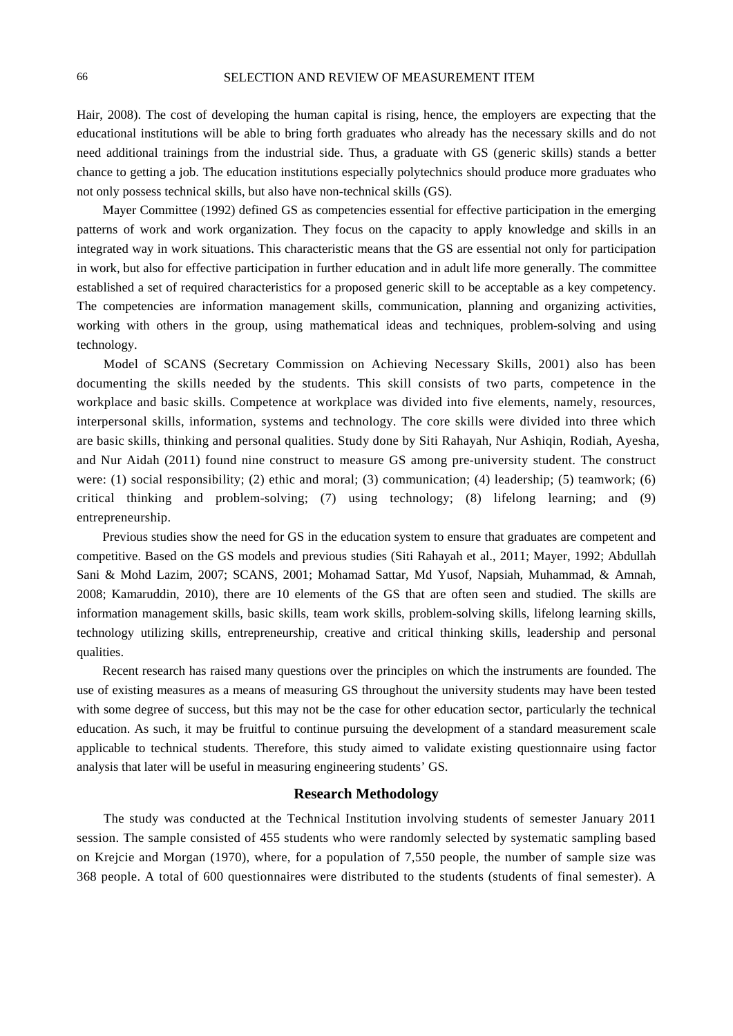Hair, 2008). The cost of developing the human capital is rising, hence, the employers are expecting that the educational institutions will be able to bring forth graduates who already has the necessary skills and do not need additional trainings from the industrial side. Thus, a graduate with GS (generic skills) stands a better chance to getting a job. The education institutions especially polytechnics should produce more graduates who not only possess technical skills, but also have non-technical skills (GS).

Mayer Committee (1992) defined GS as competencies essential for effective participation in the emerging patterns of work and work organization. They focus on the capacity to apply knowledge and skills in an integrated way in work situations. This characteristic means that the GS are essential not only for participation in work, but also for effective participation in further education and in adult life more generally. The committee established a set of required characteristics for a proposed generic skill to be acceptable as a key competency. The competencies are information management skills, communication, planning and organizing activities, working with others in the group, using mathematical ideas and techniques, problem-solving and using technology.

Model of SCANS (Secretary Commission on Achieving Necessary Skills, 2001) also has been documenting the skills needed by the students. This skill consists of two parts, competence in the workplace and basic skills. Competence at workplace was divided into five elements, namely, resources, interpersonal skills, information, systems and technology. The core skills were divided into three which are basic skills, thinking and personal qualities. Study done by Siti Rahayah, Nur Ashiqin, Rodiah, Ayesha, and Nur Aidah (2011) found nine construct to measure GS among pre-university student. The construct were: (1) social responsibility; (2) ethic and moral; (3) communication; (4) leadership; (5) teamwork; (6) critical thinking and problem-solving; (7) using technology; (8) lifelong learning; and (9) entrepreneurship.

Previous studies show the need for GS in the education system to ensure that graduates are competent and competitive. Based on the GS models and previous studies (Siti Rahayah et al., 2011; Mayer, 1992; Abdullah Sani & Mohd Lazim, 2007; SCANS, 2001; Mohamad Sattar, Md Yusof, Napsiah, Muhammad, & Amnah, 2008; Kamaruddin, 2010), there are 10 elements of the GS that are often seen and studied. The skills are information management skills, basic skills, team work skills, problem-solving skills, lifelong learning skills, technology utilizing skills, entrepreneurship, creative and critical thinking skills, leadership and personal qualities.

Recent research has raised many questions over the principles on which the instruments are founded. The use of existing measures as a means of measuring GS throughout the university students may have been tested with some degree of success, but this may not be the case for other education sector, particularly the technical education. As such, it may be fruitful to continue pursuing the development of a standard measurement scale applicable to technical students. Therefore, this study aimed to validate existing questionnaire using factor analysis that later will be useful in measuring engineering students' GS.

## Research Methodology

The study was conducted at the Technical Institution involving students of semester January 2011 session. The sample consisted of 455 students who were randomly selected by systematic sampling based on Krejcie and Morgan (1970), where, for a population of 7,550 people, the number of sample size was 368 people. A total of 600 questionnaires were distributed to the students (students of final semester). A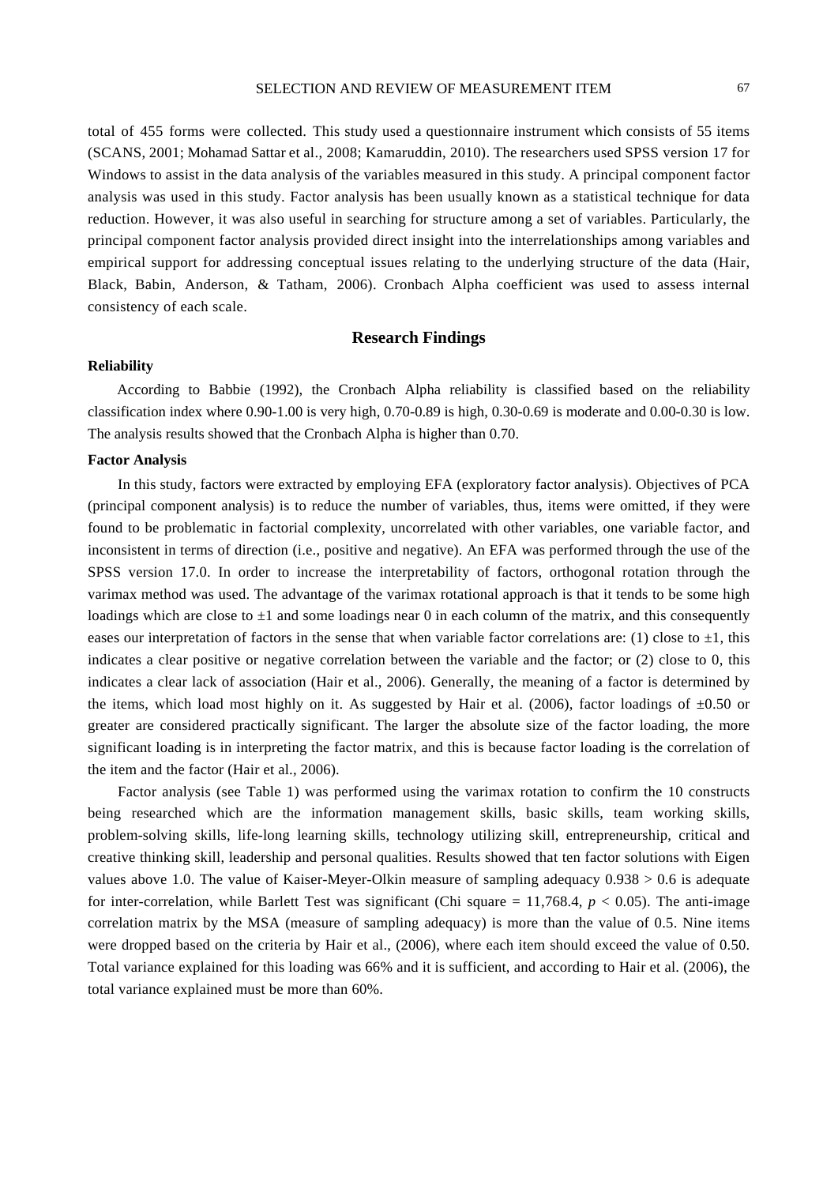total of 455 forms were collected. This study used a questionnaire instrument which consists of 55 items (SCANS, 2001; Mohamad Sattar et al., 2008; Kamaruddin, 2010). The researchers used SPSS version 17 for Windows to assist in the data analysis of the variables measured in this study. A principal component factor analysis was used in this study. Factor analysis has been usually known as a statistical technique for data reduction. However, it was also useful in searching for structure among a set of variables. Particularly, the principal component factor analysis provided direct insight into the interrelationships among variables and empirical support for addressing conceptual issues relating to the underlying structure of the data (Hair, Black, Babin, Anderson, & Tatham, 2006). Cronbach Alpha coefficient was used to assess internal consistency of each scale.

## Research Findings

### Reliability

According to Babbie (1992), the Cronbach Alpha reliability is classified based on the reliability classification index where 0.90-1.00 is very high, 0.70-0.89 is high, 0.30-0.69 is moderate and 0.00-0.30 is low. The analysis results showed that the Cronbach Alpha is higher than 0.70.

### Factor Analysis

In this study, factors were extracted by employing EFA (exploratory factor analysis). Objectives of PCA (principal component analysis) is to reduce the number of variables, thus, items were omitted, if they were found to be problematic in factorial complexity, uncorrelated with other variables, one variable factor, and inconsistent in terms of direction (i.e., positive and negative). An EFA was performed through the use of the SPSS version 17.0. In order to increase the interpretability of factors, orthogonal rotation through the varimax method was used. The advantage of the varimax rotational approach is that it tends to be some high loadings which are close to ±1 and some loadings near 0 in each column of the matrix, and this consequently eases our interpretation of factors in the sense that when variable factor correlations are: (1) close to ±1, this indicates a clear positive or negative correlation between the variable and the factor; or (2) close to 0, this indicates a clear lack of association (Hair et al., 2006). Generally, the meaning of a factor is determined by the items, which load most highly on it. As suggested by Hair et al. (2006), factor loadings of ±0.50 or greater are considered practically significant. The larger the absolute size of the factor loading, the more significant loading is in interpreting the factor matrix, and this is because factor loading is the correlation of the item and the factor (Hair et al., 2006).

Factor analysis (see Table 1) was performed using the varimax rotation to confirm the 10 constructs being researched which are the information management skills, basic skills, team working skills, problem-solving skills, life-long learning skills, technology utilizing skill, entrepreneurship, critical and creative thinking skill, leadership and personal qualities. Results showed that ten factor solutions with Eigen values above 1.0. The value of Kaiser-Meyer-Olkin measure of sampling adequacy 0.938 > 0.6 is adequate for inter-correlation, while Barlett Test was significant (Chi square = 11,768.4, $p < 0.05$). The anti-image correlation matrix by the MSA (measure of sampling adequacy) is more than the value of 0.5. Nine items were dropped based on the criteria by Hair et al., (2006), where each item should exceed the value of 0.50. Total variance explained for this loading was 66% and it is sufficient, and according to Hair et al. (2006), the total variance explained must be more than 60%.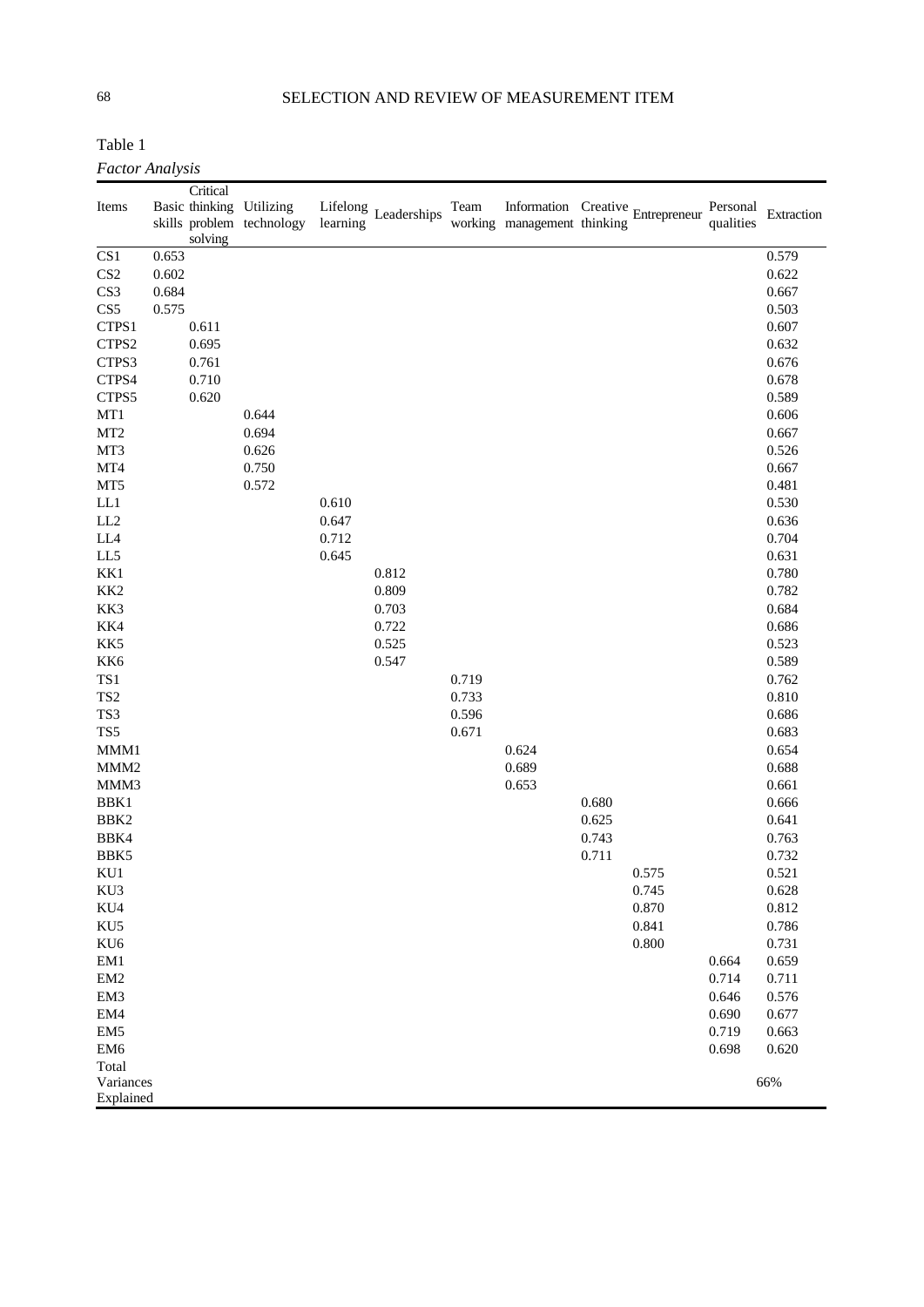Table 1

*Factor Analysis*

| Items | Basic skills | Critical thinking problem solving | Utilizing technology | Lifelong learning | Leaderships | Team working | Information management | Creative thinking | Entrepreneur | Personal qualities | Extraction |
|---|---|---|---|---|---|---|---|---|---|---|---|
| CS1 | 0.653 | | | | | | | | | | 0.579 |
| CS2 | 0.602 | | | | | | | | | | 0.622 |
| CS3 | 0.684 | | | | | | | | | | 0.667 |
| CS5 | 0.575 | | | | | | | | | | 0.503 |
| CTPS1 | | 0.611 | | | | | | | | | 0.607 |
| CTPS2 | | 0.695 | | | | | | | | | 0.632 |
| CTPS3 | | 0.761 | | | | | | | | | 0.676 |
| CTPS4 | | 0.710 | | | | | | | | | 0.678 |
| CTPS5 | | 0.620 | | | | | | | | | 0.589 |
| MT1 | | | 0.644 | | | | | | | | 0.606 |
| MT2 | | | 0.694 | | | | | | | | 0.667 |
| MT3 | | | 0.626 | | | | | | | | 0.526 |
| MT4 | | | 0.750 | | | | | | | | 0.667 |
| MT5 | | | 0.572 | | | | | | | | 0.481 |
| LL1 | | | | 0.610 | | | | | | | 0.530 |
| LL2 | | | | 0.647 | | | | | | | 0.636 |
| LL4 | | | | 0.712 | | | | | | | 0.704 |
| LL5 | | | | 0.645 | | | | | | | 0.631 |
| KK1 | | | | | 0.812 | | | | | | 0.780 |
| KK2 | | | | | 0.809 | | | | | | 0.782 |
| KK3 | | | | | 0.703 | | | | | | 0.684 |
| KK4 | | | | | 0.722 | | | | | | 0.686 |
| KK5 | | | | | 0.525 | | | | | | 0.523 |
| KK6 | | | | | 0.547 | | | | | | 0.589 |
| TS1 | | | | | | 0.719 | | | | | 0.762 |
| TS2 | | | | | | 0.733 | | | | | 0.810 |
| TS3 | | | | | | 0.596 | | | | | 0.686 |
| TS5 | | | | | | 0.671 | | | | | 0.683 |
| MMM1 | | | | | | | 0.624 | | | | 0.654 |
| MMM2 | | | | | | | 0.689 | | | | 0.688 |
| MMM3 | | | | | | | 0.653 | | | | 0.661 |
| BBK1 | | | | | | | | 0.680 | | | 0.666 |
| BBK2 | | | | | | | | 0.625 | | | 0.641 |
| BBK4 | | | | | | | | 0.743 | | | 0.763 |
| BBK5 | | | | | | | | 0.711 | | | 0.732 |
| KU1 | | | | | | | | | 0.575 | | 0.521 |
| KU3 | | | | | | | | | 0.745 | | 0.628 |
| KU4 | | | | | | | | | 0.870 | | 0.812 |
| KU5 | | | | | | | | | 0.841 | | 0.786 |
| KU6 | | | | | | | | | 0.800 | | 0.731 |
| EM1 | | | | | | | | | | 0.664 | 0.659 |
| EM2 | | | | | | | | | | 0.714 | 0.711 |
| EM3 | | | | | | | | | | 0.646 | 0.576 |
| EM4 | | | | | | | | | | 0.690 | 0.677 |
| EM5 | | | | | | | | | | 0.719 | 0.663 |
| EM6 | | | | | | | | | | 0.698 | 0.620 |
| Total Variances Explained | | | | | | | | | | | 66% |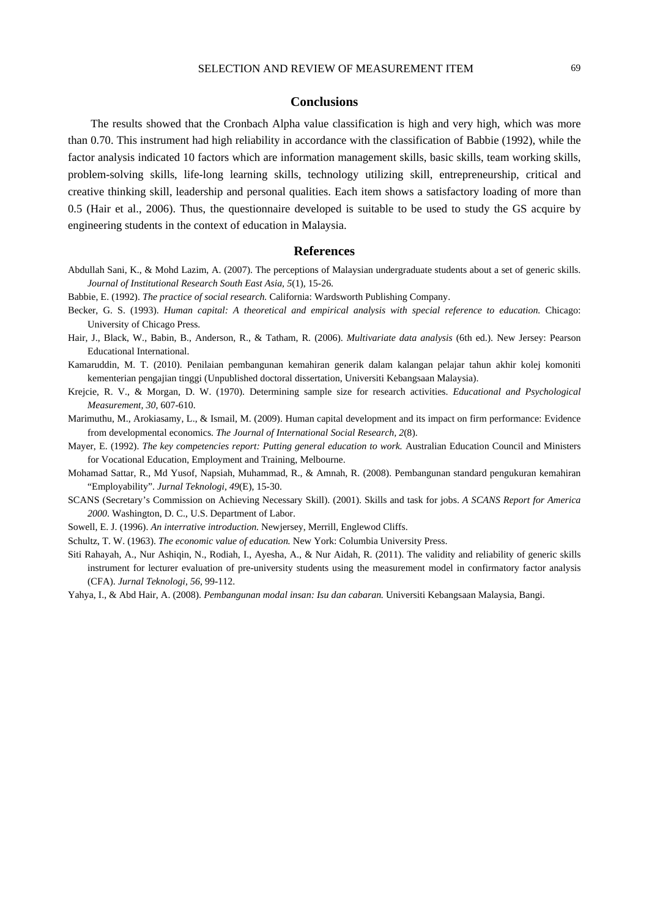## Conclusions

The results showed that the Cronbach Alpha value classification is high and very high, which was more than 0.70. This instrument had high reliability in accordance with the classification of Babbie (1992), while the factor analysis indicated 10 factors which are information management skills, basic skills, team working skills, problem-solving skills, life-long learning skills, technology utilizing skill, entrepreneurship, critical and creative thinking skill, leadership and personal qualities. Each item shows a satisfactory loading of more than 0.5 (Hair et al., 2006). Thus, the questionnaire developed is suitable to be used to study the GS acquire by engineering students in the context of education in Malaysia.

## References

Abdullah Sani, K., & Mohd Lazim, A. (2007). The perceptions of Malaysian undergraduate students about a set of generic skills. *Journal of Institutional Research South East Asia, 5*(1), 15-26.

Babbie, E. (1992). *The practice of social research.* California: Wardsworth Publishing Company.

Becker, G. S. (1993). *Human capital: A theoretical and empirical analysis with special reference to education.* Chicago: University of Chicago Press.

Hair, J., Black, W., Babin, B., Anderson, R., & Tatham, R. (2006). *Multivariate data analysis* (6th ed.). New Jersey: Pearson Educational International.

Kamaruddin, M. T. (2010). Penilaian pembangunan kemahiran generik dalam kalangan pelajar tahun akhir kolej komoniti kementerian pengajian tinggi (Unpublished doctoral dissertation, Universiti Kebangsaan Malaysia).

Krejcie, R. V., & Morgan, D. W. (1970). Determining sample size for research activities. *Educational and Psychological Measurement, 30*, 607-610.

Marimuthu, M., Arokiasamy, L., & Ismail, M. (2009). Human capital development and its impact on firm performance: Evidence from developmental economics. *The Journal of International Social Research, 2*(8).

Mayer, E. (1992). *The key competencies report: Putting general education to work.* Australian Education Council and Ministers for Vocational Education, Employment and Training, Melbourne.

Mohamad Sattar, R., Md Yusof, Napsiah, Muhammad, R., & Amnah, R. (2008). Pembangunan standard pengukuran kemahiran "Employability". *Jurnal Teknologi, 49*(E), 15-30.

SCANS (Secretary's Commission on Achieving Necessary Skill). (2001). Skills and task for jobs. *A SCANS Report for America 2000*. Washington, D. C., U.S. Department of Labor.

Sowell, E. J. (1996). *An interrative introduction.* Newjersey, Merrill, Englewod Cliffs.

Schultz, T. W. (1963). *The economic value of education.* New York: Columbia University Press.

Siti Rahayah, A., Nur Ashiqin, N., Rodiah, I., Ayesha, A., & Nur Aidah, R. (2011). The validity and reliability of generic skills instrument for lecturer evaluation of pre-university students using the measurement model in confirmatory factor analysis (CFA). *Jurnal Teknologi, 56*, 99-112.

Yahya, I., & Abd Hair, A. (2008). *Pembangunan modal insan: Isu dan cabaran.* Universiti Kebangsaan Malaysia, Bangi.